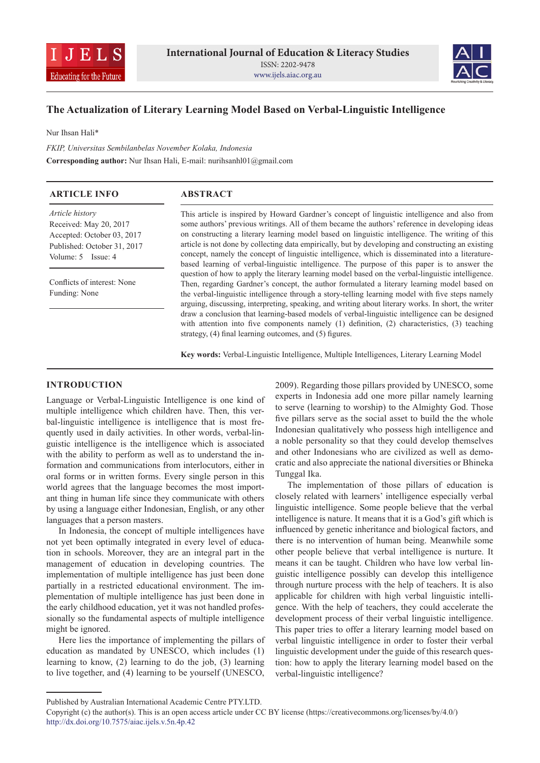# The Actualization of Literary Learning Model Based on Verbal-Linguistic Intelligence

Nur Ihsan Hali*

*FKIP, Universitas Sembilanbelas November Kolaka, Indonesia*

**Corresponding author:** Nur Ihsan Hali, E-mail: nurihsanhl01@gmail.com

## ARTICLE INFO

*Article history*
Received: May 20, 2017
Accepted: October 03, 2017
Published: October 31, 2017
Volume: 5 Issue: 4

Conflicts of interest: None
Funding: None

## ABSTRACT

This article is inspired by Howard Gardner's concept of linguistic intelligence and also from some authors' previous writings. All of them became the authors' reference in developing ideas on constructing a literary learning model based on linguistic intelligence. The writing of this article is not done by collecting data empirically, but by developing and constructing an existing concept, namely the concept of linguistic intelligence, which is disseminated into a literature-based learning of verbal-linguistic intelligence. The purpose of this paper is to answer the question of how to apply the literary learning model based on the verbal-linguistic intelligence. Then, regarding Gardner's concept, the author formulated a literary learning model based on the verbal-linguistic intelligence through a story-telling learning model with five steps namely arguing, discussing, interpreting, speaking, and writing about literary works. In short, the writer draw a conclusion that learning-based models of verbal-linguistic intelligence can be designed with attention into five components namely (1) definition, (2) characteristics, (3) teaching strategy, (4) final learning outcomes, and (5) figures.

**Key words:** Verbal-Linguistic Intelligence, Multiple Intelligences, Literary Learning Model

## INTRODUCTION

Language or Verbal-Linguistic Intelligence is one kind of multiple intelligence which children have. Then, this verbal-linguistic intelligence is intelligence that is most frequently used in daily activities. In other words, verbal-linguistic intelligence is the intelligence which is associated with the ability to perform as well as to understand the information and communications from interlocutors, either in oral forms or in written forms. Every single person in this world agrees that the language becomes the most important thing in human life since they communicate with others by using a language either Indonesian, English, or any other languages that a person masters.

In Indonesia, the concept of multiple intelligences have not yet been optimally integrated in every level of education in schools. Moreover, they are an integral part in the management of education in developing countries. The implementation of multiple intelligence has just been done partially in a restricted educational environment. The implementation of multiple intelligence has just been done in the early childhood education, yet it was not handled professionally so the fundamental aspects of multiple intelligence might be ignored.

Here lies the importance of implementing the pillars of education as mandated by UNESCO, which includes (1) learning to know, (2) learning to do the job, (3) learning to live together, and (4) learning to be yourself (UNESCO, 2009). Regarding those pillars provided by UNESCO, some experts in Indonesia add one more pillar namely learning to serve (learning to worship) to the Almighty God. Those five pillars serve as the social asset to build the the whole Indonesian qualitatively who possess high intelligence and a noble personality so that they could develop themselves and other Indonesians who are civilized as well as democratic and also appreciate the national diversities or Bhineka Tunggal Ika.

The implementation of those pillars of education is closely related with learners' intelligence especially verbal linguistic intelligence. Some people believe that the verbal intelligence is nature. It means that it is a God's gift which is influenced by genetic inheritance and biological factors, and there is no intervention of human being. Meanwhile some other people believe that verbal intelligence is nurture. It means it can be taught. Children who have low verbal linguistic intelligence possibly can develop this intelligence through nurture process with the help of teachers. It is also applicable for children with high verbal linguistic intelligence. With the help of teachers, they could accelerate the development process of their verbal linguistic intelligence. This paper tries to offer a literary learning model based on verbal linguistic intelligence in order to foster their verbal linguistic development under the guide of this research question: how to apply the literary learning model based on the verbal-linguistic intelligence?

Published by Australian International Academic Centre PTY.LTD.
Copyright (c) the author(s). This is an open access article under CC BY license (https://creativecommons.org/licenses/by/4.0/)
http://dx.doi.org/10.7575/aiac.ijels.v.5n.4p.42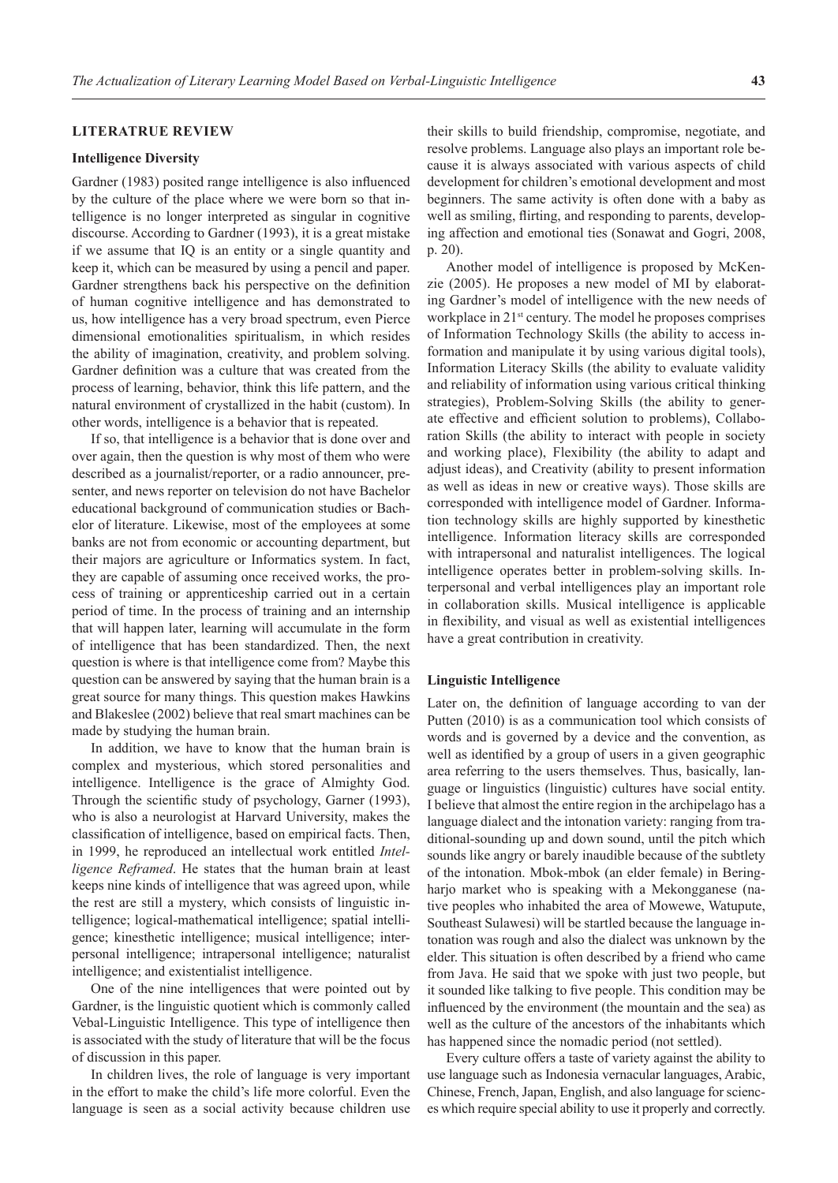## LITERATRUE REVIEW

### Intelligence Diversity

Gardner (1983) posited range intelligence is also influenced by the culture of the place where we were born so that intelligence is no longer interpreted as singular in cognitive discourse. According to Gardner (1993), it is a great mistake if we assume that IQ is an entity or a single quantity and keep it, which can be measured by using a pencil and paper. Gardner strengthens back his perspective on the definition of human cognitive intelligence and has demonstrated to us, how intelligence has a very broad spectrum, even Pierce dimensional emotionalities spiritualism, in which resides the ability of imagination, creativity, and problem solving. Gardner definition was a culture that was created from the process of learning, behavior, think this life pattern, and the natural environment of crystallized in the habit (custom). In other words, intelligence is a behavior that is repeated.

If so, that intelligence is a behavior that is done over and over again, then the question is why most of them who were described as a journalist/reporter, or a radio announcer, presenter, and news reporter on television do not have Bachelor educational background of communication studies or Bachelor of literature. Likewise, most of the employees at some banks are not from economic or accounting department, but their majors are agriculture or Informatics system. In fact, they are capable of assuming once received works, the process of training or apprenticeship carried out in a certain period of time. In the process of training and an internship that will happen later, learning will accumulate in the form of intelligence that has been standardized. Then, the next question is where is that intelligence come from? Maybe this question can be answered by saying that the human brain is a great source for many things. This question makes Hawkins and Blakeslee (2002) believe that real smart machines can be made by studying the human brain.

In addition, we have to know that the human brain is complex and mysterious, which stored personalities and intelligence. Intelligence is the grace of Almighty God. Through the scientific study of psychology, Garner (1993), who is also a neurologist at Harvard University, makes the classification of intelligence, based on empirical facts. Then, in 1999, he reproduced an intellectual work entitled *Intelligence Reframed*. He states that the human brain at least keeps nine kinds of intelligence that was agreed upon, while the rest are still a mystery, which consists of linguistic intelligence; logical-mathematical intelligence; spatial intelligence; kinesthetic intelligence; musical intelligence; interpersonal intelligence; intrapersonal intelligence; naturalist intelligence; and existentialist intelligence.

One of the nine intelligences that were pointed out by Gardner, is the linguistic quotient which is commonly called Vebal-Linguistic Intelligence. This type of intelligence then is associated with the study of literature that will be the focus of discussion in this paper.

In children lives, the role of language is very important in the effort to make the child's life more colorful. Even the language is seen as a social activity because children use their skills to build friendship, compromise, negotiate, and resolve problems. Language also plays an important role because it is always associated with various aspects of child development for children's emotional development and most beginners. The same activity is often done with a baby as well as smiling, flirting, and responding to parents, developing affection and emotional ties (Sonawat and Gogri, 2008, p. 20).

Another model of intelligence is proposed by McKenzie (2005). He proposes a new model of MI by elaborating Gardner's model of intelligence with the new needs of workplace in 21st century. The model he proposes comprises of Information Technology Skills (the ability to access information and manipulate it by using various digital tools), Information Literacy Skills (the ability to evaluate validity and reliability of information using various critical thinking strategies), Problem-Solving Skills (the ability to generate effective and efficient solution to problems), Collaboration Skills (the ability to interact with people in society and working place), Flexibility (the ability to adapt and adjust ideas), and Creativity (ability to present information as well as ideas in new or creative ways). Those skills are corresponded with intelligence model of Gardner. Information technology skills are highly supported by kinesthetic intelligence. Information literacy skills are corresponded with intrapersonal and naturalist intelligences. The logical intelligence operates better in problem-solving skills. Interpersonal and verbal intelligences play an important role in collaboration skills. Musical intelligence is applicable in flexibility, and visual as well as existential intelligences have a great contribution in creativity.

### Linguistic Intelligence

Later on, the definition of language according to van der Putten (2010) is as a communication tool which consists of words and is governed by a device and the convention, as well as identified by a group of users in a given geographic area referring to the users themselves. Thus, basically, language or linguistics (linguistic) cultures have social entity. I believe that almost the entire region in the archipelago has a language dialect and the intonation variety: ranging from traditional-sounding up and down sound, until the pitch which sounds like angry or barely inaudible because of the subtlety of the intonation. Mbok-mbok (an elder female) in Beringharjo market who is speaking with a Mekongganese (native peoples who inhabited the area of Mowewe, Watupute, Southeast Sulawesi) will be startled because the language intonation was rough and also the dialect was unknown by the elder. This situation is often described by a friend who came from Java. He said that we spoke with just two people, but it sounded like talking to five people. This condition may be influenced by the environment (the mountain and the sea) as well as the culture of the ancestors of the inhabitants which has happened since the nomadic period (not settled).

Every culture offers a taste of variety against the ability to use language such as Indonesia vernacular languages, Arabic, Chinese, French, Japan, English, and also language for sciences which require special ability to use it properly and correctly.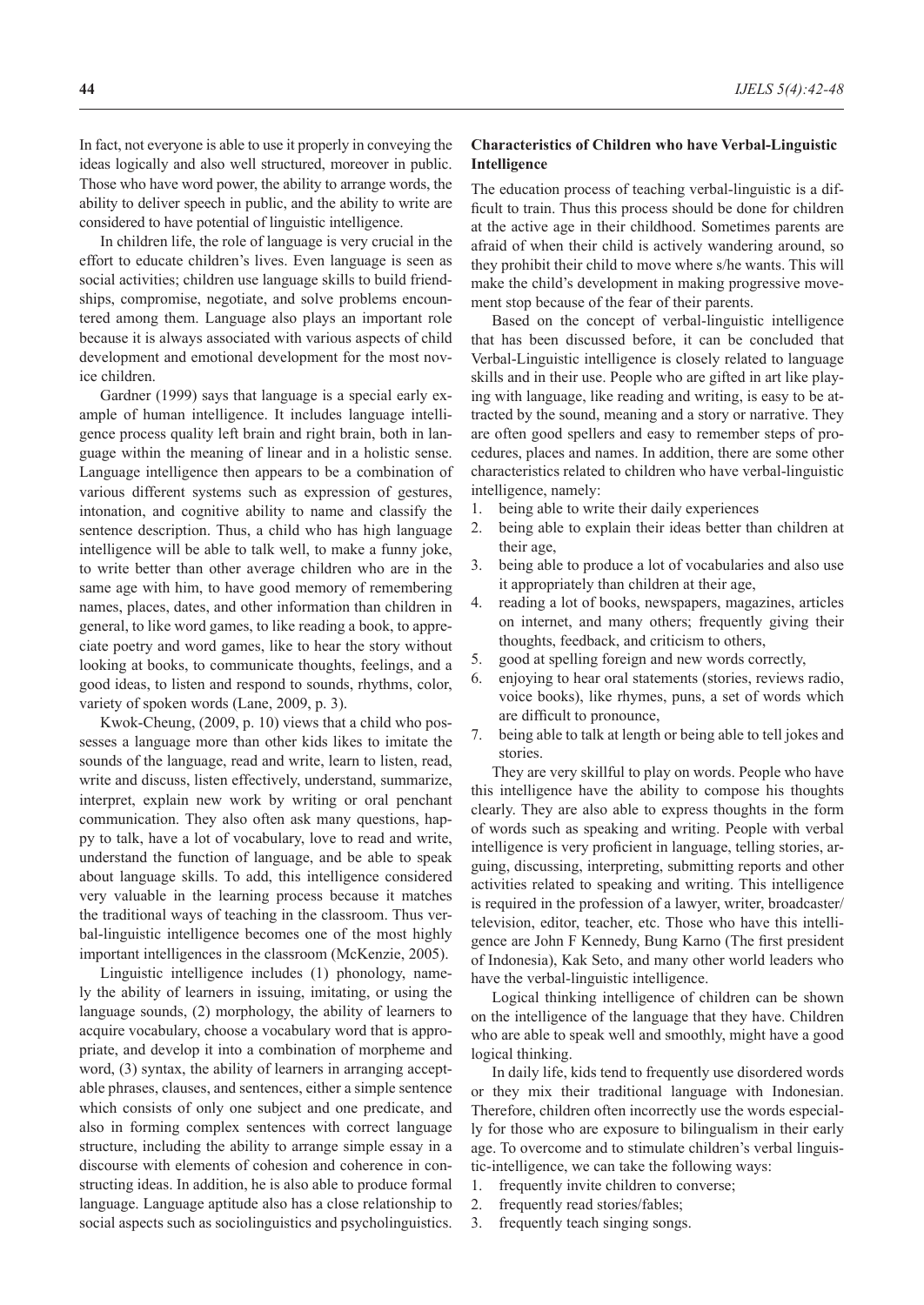In fact, not everyone is able to use it properly in conveying the ideas logically and also well structured, moreover in public. Those who have word power, the ability to arrange words, the ability to deliver speech in public, and the ability to write are considered to have potential of linguistic intelligence.

In children life, the role of language is very crucial in the effort to educate children's lives. Even language is seen as social activities; children use language skills to build friendships, compromise, negotiate, and solve problems encountered among them. Language also plays an important role because it is always associated with various aspects of child development and emotional development for the most novice children.

Gardner (1999) says that language is a special early example of human intelligence. It includes language intelligence process quality left brain and right brain, both in language within the meaning of linear and in a holistic sense. Language intelligence then appears to be a combination of various different systems such as expression of gestures, intonation, and cognitive ability to name and classify the sentence description. Thus, a child who has high language intelligence will be able to talk well, to make a funny joke, to write better than other average children who are in the same age with him, to have good memory of remembering names, places, dates, and other information than children in general, to like word games, to like reading a book, to appreciate poetry and word games, like to hear the story without looking at books, to communicate thoughts, feelings, and a good ideas, to listen and respond to sounds, rhythms, color, variety of spoken words (Lane, 2009, p. 3).

Kwok-Cheung, (2009, p. 10) views that a child who possesses a language more than other kids likes to imitate the sounds of the language, read and write, learn to listen, read, write and discuss, listen effectively, understand, summarize, interpret, explain new work by writing or oral penchant communication. They also often ask many questions, happy to talk, have a lot of vocabulary, love to read and write, understand the function of language, and be able to speak about language skills. To add, this intelligence considered very valuable in the learning process because it matches the traditional ways of teaching in the classroom. Thus verbal-linguistic intelligence becomes one of the most highly important intelligences in the classroom (McKenzie, 2005).

Linguistic intelligence includes (1) phonology, namely the ability of learners in issuing, imitating, or using the language sounds, (2) morphology, the ability of learners to acquire vocabulary, choose a vocabulary word that is appropriate, and develop it into a combination of morpheme and word, (3) syntax, the ability of learners in arranging acceptable phrases, clauses, and sentences, either a simple sentence which consists of only one subject and one predicate, and also in forming complex sentences with correct language structure, including the ability to arrange simple essay in a discourse with elements of cohesion and coherence in constructing ideas. In addition, he is also able to produce formal language. Language aptitude also has a close relationship to social aspects such as sociolinguistics and psycholinguistics.

**Characteristics of Children who have Verbal-Linguistic Intelligence**

The education process of teaching verbal-linguistic is a difficult to train. Thus this process should be done for children at the active age in their childhood. Sometimes parents are afraid of when their child is actively wandering around, so they prohibit their child to move where s/he wants. This will make the child's development in making progressive movement stop because of the fear of their parents.

Based on the concept of verbal-linguistic intelligence that has been discussed before, it can be concluded that Verbal-Linguistic intelligence is closely related to language skills and in their use. People who are gifted in art like playing with language, like reading and writing, is easy to be attracted by the sound, meaning and a story or narrative. They are often good spellers and easy to remember steps of procedures, places and names. In addition, there are some other characteristics related to children who have verbal-linguistic intelligence, namely:

1. being able to write their daily experiences
2. being able to explain their ideas better than children at their age,
3. being able to produce a lot of vocabularies and also use it appropriately than children at their age,
4. reading a lot of books, newspapers, magazines, articles on internet, and many others; frequently giving their thoughts, feedback, and criticism to others,
5. good at spelling foreign and new words correctly,
6. enjoying to hear oral statements (stories, reviews radio, voice books), like rhymes, puns, a set of words which are difficult to pronounce,
7. being able to talk at length or being able to tell jokes and stories.

They are very skillful to play on words. People who have this intelligence have the ability to compose his thoughts clearly. They are also able to express thoughts in the form of words such as speaking and writing. People with verbal intelligence is very proficient in language, telling stories, arguing, discussing, interpreting, submitting reports and other activities related to speaking and writing. This intelligence is required in the profession of a lawyer, writer, broadcaster/television, editor, teacher, etc. Those who have this intelligence are John F Kennedy, Bung Karno (The first president of Indonesia), Kak Seto, and many other world leaders who have the verbal-linguistic intelligence.

Logical thinking intelligence of children can be shown on the intelligence of the language that they have. Children who are able to speak well and smoothly, might have a good logical thinking.

In daily life, kids tend to frequently use disordered words or they mix their traditional language with Indonesian. Therefore, children often incorrectly use the words especially for those who are exposure to bilingualism in their early age. To overcome and to stimulate children's verbal linguistic-intelligence, we can take the following ways:

1. frequently invite children to converse;
2. frequently read stories/fables;
3. frequently teach singing songs.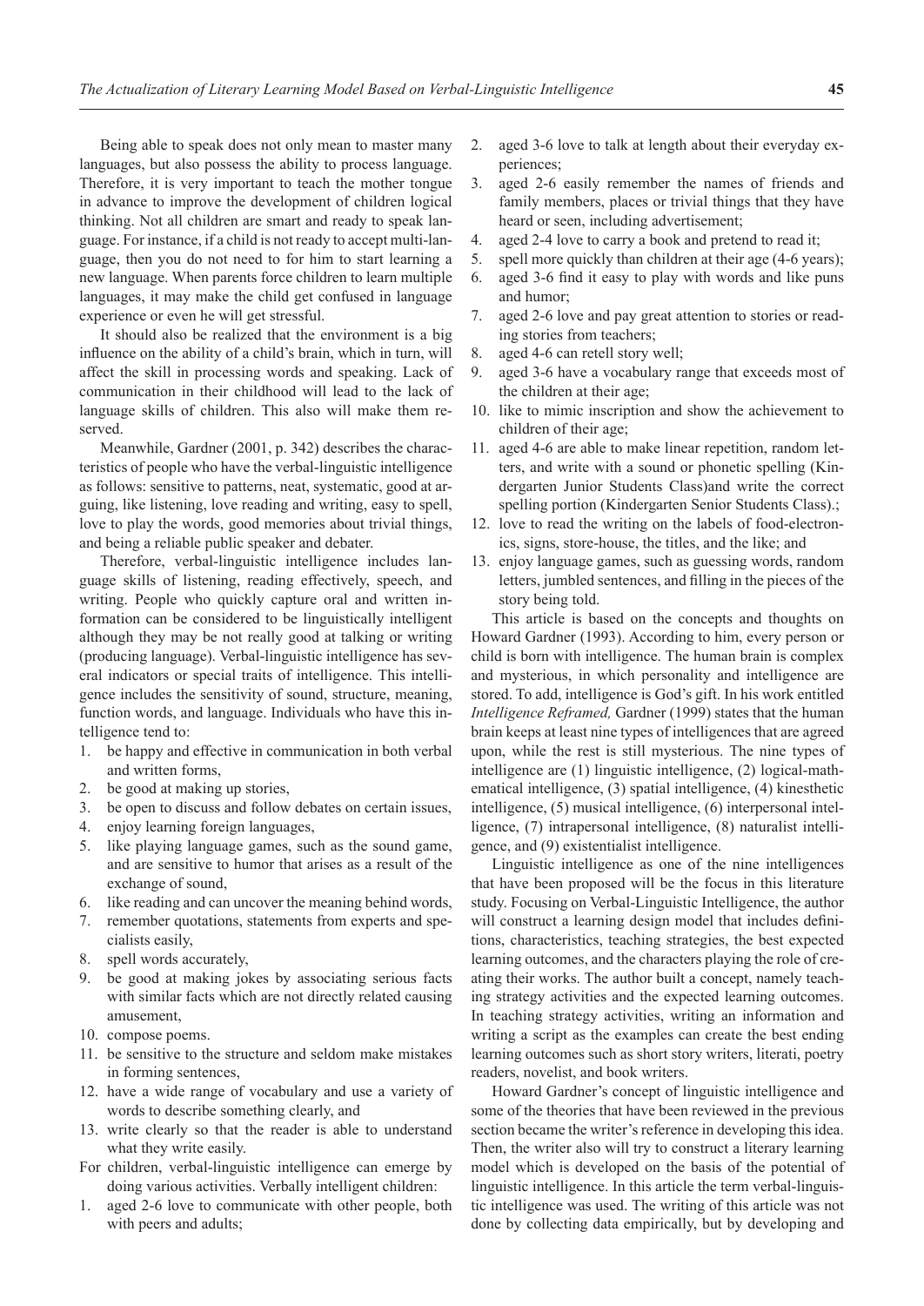Being able to speak does not only mean to master many languages, but also possess the ability to process language. Therefore, it is very important to teach the mother tongue in advance to improve the development of children logical thinking. Not all children are smart and ready to speak language. For instance, if a child is not ready to accept multi-language, then you do not need to for him to start learning a new language. When parents force children to learn multiple languages, it may make the child get confused in language experience or even he will get stressful.

It should also be realized that the environment is a big influence on the ability of a child's brain, which in turn, will affect the skill in processing words and speaking. Lack of communication in their childhood will lead to the lack of language skills of children. This also will make them reserved.

Meanwhile, Gardner (2001, p. 342) describes the characteristics of people who have the verbal-linguistic intelligence as follows: sensitive to patterns, neat, systematic, good at arguing, like listening, love reading and writing, easy to spell, love to play the words, good memories about trivial things, and being a reliable public speaker and debater.

Therefore, verbal-linguistic intelligence includes language skills of listening, reading effectively, speech, and writing. People who quickly capture oral and written information can be considered to be linguistically intelligent although they may be not really good at talking or writing (producing language). Verbal-linguistic intelligence has several indicators or special traits of intelligence. This intelligence includes the sensitivity of sound, structure, meaning, function words, and language. Individuals who have this intelligence tend to:

1. be happy and effective in communication in both verbal and written forms,
2. be good at making up stories,
3. be open to discuss and follow debates on certain issues,
4. enjoy learning foreign languages,
5. like playing language games, such as the sound game, and are sensitive to humor that arises as a result of the exchange of sound,
6. like reading and can uncover the meaning behind words,
7. remember quotations, statements from experts and specialists easily,
8. spell words accurately,
9. be good at making jokes by associating serious facts with similar facts which are not directly related causing amusement,
10. compose poems.
11. be sensitive to the structure and seldom make mistakes in forming sentences,
12. have a wide range of vocabulary and use a variety of words to describe something clearly, and
13. write clearly so that the reader is able to understand what they write easily.

For children, verbal-linguistic intelligence can emerge by doing various activities. Verbally intelligent children:

1. aged 2-6 love to communicate with other people, both with peers and adults;
2. aged 3-6 love to talk at length about their everyday experiences;
3. aged 2-6 easily remember the names of friends and family members, places or trivial things that they have heard or seen, including advertisement;
4. aged 2-4 love to carry a book and pretend to read it;
5. spell more quickly than children at their age (4-6 years);
6. aged 3-6 find it easy to play with words and like puns and humor;
7. aged 2-6 love and pay great attention to stories or reading stories from teachers;
8. aged 4-6 can retell story well;
9. aged 3-6 have a vocabulary range that exceeds most of the children at their age;
10. like to mimic inscription and show the achievement to children of their age;
11. aged 4-6 are able to make linear repetition, random letters, and write with a sound or phonetic spelling (Kindergarten Junior Students Class)and write the correct spelling portion (Kindergarten Senior Students Class).;
12. love to read the writing on the labels of food-electronics, signs, store-house, the titles, and the like; and
13. enjoy language games, such as guessing words, random letters, jumbled sentences, and filling in the pieces of the story being told.

This article is based on the concepts and thoughts on Howard Gardner (1993). According to him, every person or child is born with intelligence. The human brain is complex and mysterious, in which personality and intelligence are stored. To add, intelligence is God's gift. In his work entitled *Intelligence Reframed,* Gardner (1999) states that the human brain keeps at least nine types of intelligences that are agreed upon, while the rest is still mysterious. The nine types of intelligence are (1) linguistic intelligence, (2) logical-mathematical intelligence, (3) spatial intelligence, (4) kinesthetic intelligence, (5) musical intelligence, (6) interpersonal intelligence, (7) intrapersonal intelligence, (8) naturalist intelligence, and (9) existentialist intelligence.

Linguistic intelligence as one of the nine intelligences that have been proposed will be the focus in this literature study. Focusing on Verbal-Linguistic Intelligence, the author will construct a learning design model that includes definitions, characteristics, teaching strategies, the best expected learning outcomes, and the characters playing the role of creating their works. The author built a concept, namely teaching strategy activities and the expected learning outcomes. In teaching strategy activities, writing an information and writing a script as the examples can create the best ending learning outcomes such as short story writers, literati, poetry readers, novelist, and book writers.

Howard Gardner's concept of linguistic intelligence and some of the theories that have been reviewed in the previous section became the writer's reference in developing this idea. Then, the writer also will try to construct a literary learning model which is developed on the basis of the potential of linguistic intelligence. In this article the term verbal-linguistic intelligence was used. The writing of this article was not done by collecting data empirically, but by developing and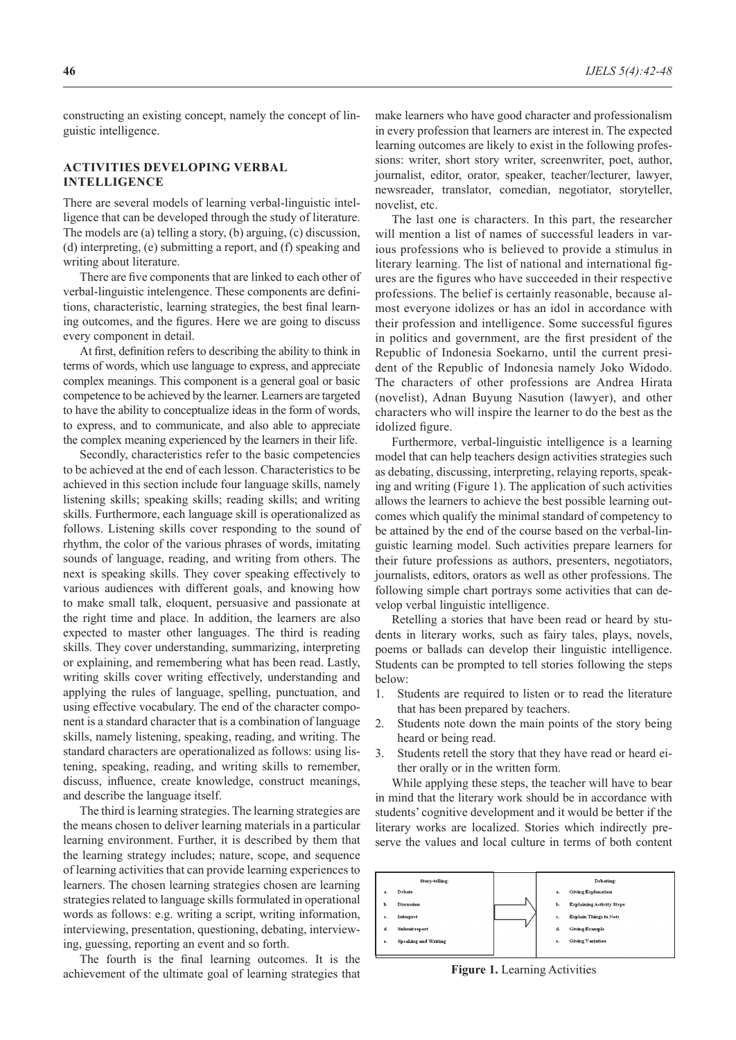constructing an existing concept, namely the concept of linguistic intelligence.

## ACTIVITIES DEVELOPING VERBAL INTELLIGENCE

There are several models of learning verbal-linguistic intelligence that can be developed through the study of literature. The models are (a) telling a story, (b) arguing, (c) discussion, (d) interpreting, (e) submitting a report, and (f) speaking and writing about literature.

There are five components that are linked to each other of verbal-linguistic intelengence. These components are definitions, characteristic, learning strategies, the best final learning outcomes, and the figures. Here we are going to discuss every component in detail.

At first, definition refers to describing the ability to think in terms of words, which use language to express, and appreciate complex meanings. This component is a general goal or basic competence to be achieved by the learner. Learners are targeted to have the ability to conceptualize ideas in the form of words, to express, and to communicate, and also able to appreciate the complex meaning experienced by the learners in their life.

Secondly, characteristics refer to the basic competencies to be achieved at the end of each lesson. Characteristics to be achieved in this section include four language skills, namely listening skills; speaking skills; reading skills; and writing skills. Furthermore, each language skill is operationalized as follows. Listening skills cover responding to the sound of rhythm, the color of the various phrases of words, imitating sounds of language, reading, and writing from others. The next is speaking skills. They cover speaking effectively to various audiences with different goals, and knowing how to make small talk, eloquent, persuasive and passionate at the right time and place. In addition, the learners are also expected to master other languages. The third is reading skills. They cover understanding, summarizing, interpreting or explaining, and remembering what has been read. Lastly, writing skills cover writing effectively, understanding and applying the rules of language, spelling, punctuation, and using effective vocabulary. The end of the character component is a standard character that is a combination of language skills, namely listening, speaking, reading, and writing. The standard characters are operationalized as follows: using listening, speaking, reading, and writing skills to remember, discuss, influence, create knowledge, construct meanings, and describe the language itself.

The third is learning strategies. The learning strategies are the means chosen to deliver learning materials in a particular learning environment. Further, it is described by them that the learning strategy includes; nature, scope, and sequence of learning activities that can provide learning experiences to learners. The chosen learning strategies chosen are learning strategies related to language skills formulated in operational words as follows: e.g. writing a script, writing information, interviewing, presentation, questioning, debating, interviewing, guessing, reporting an event and so forth.

The fourth is the final learning outcomes. It is the achievement of the ultimate goal of learning strategies that make learners who have good character and professionalism in every profession that learners are interest in. The expected learning outcomes are likely to exist in the following professions: writer, short story writer, screenwriter, poet, author, journalist, editor, orator, speaker, teacher/lecturer, lawyer, newsreader, translator, comedian, negotiator, storyteller, novelist, etc.

The last one is characters. In this part, the researcher will mention a list of names of successful leaders in various professions who is believed to provide a stimulus in literary learning. The list of national and international figures are the figures who have succeeded in their respective professions. The belief is certainly reasonable, because almost everyone idolizes or has an idol in accordance with their profession and intelligence. Some successful figures in politics and government, are the first president of the Republic of Indonesia Soekarno, until the current president of the Republic of Indonesia namely Joko Widodo. The characters of other professions are Andrea Hirata (novelist), Adnan Buyung Nasution (lawyer), and other characters who will inspire the learner to do the best as the idolized figure.

Furthermore, verbal-linguistic intelligence is a learning model that can help teachers design activities strategies such as debating, discussing, interpreting, relaying reports, speaking and writing (Figure 1). The application of such activities allows the learners to achieve the best possible learning outcomes which qualify the minimal standard of competency to be attained by the end of the course based on the verbal-linguistic learning model. Such activities prepare learners for their future professions as authors, presenters, negotiators, journalists, editors, orators as well as other professions. The following simple chart portrays some activities that can develop verbal linguistic intelligence.

Retelling a stories that have been read or heard by students in literary works, such as fairy tales, plays, novels, poems or ballads can develop their linguistic intelligence. Students can be prompted to tell stories following the steps below:

1. Students are required to listen or to read the literature that has been prepared by teachers.
2. Students note down the main points of the story being heard or being read.
3. Students retell the story that they have read or heard either orally or in the written form.

While applying these steps, the teacher will have to bear in mind that the literary work should be in accordance with students' cognitive development and it would be better if the literary works are localized. Stories which indirectly preserve the values and local culture in terms of both content

| Story-telling: | | Debating: |
|---|---|---|
| a. Debate | → | a. Giving Explanation |
| b. Discussion | | b. Explaining Activity Steps |
| c. Interpret | | c. Explain Things to Note |
| d. Submit report | | d. Giving Example |
| e. Speaking and Writing | | e. Giving Variation |

**Figure 1.** Learning Activities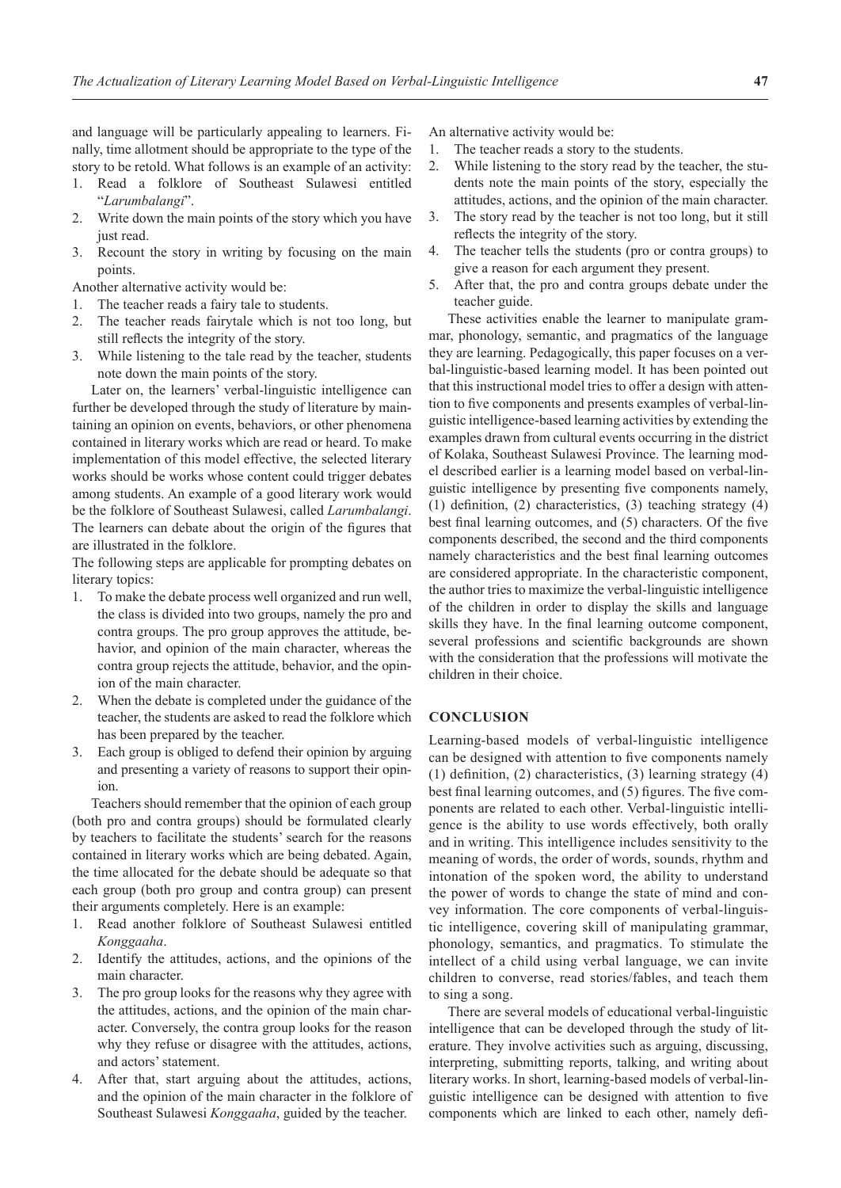and language will be particularly appealing to learners. Finally, time allotment should be appropriate to the type of the story to be retold. What follows is an example of an activity:

1. Read a folklore of Southeast Sulawesi entitled "*Larumbalangi*".
2. Write down the main points of the story which you have just read.
3. Recount the story in writing by focusing on the main points.

Another alternative activity would be:

1. The teacher reads a fairy tale to students.
2. The teacher reads fairytale which is not too long, but still reflects the integrity of the story.
3. While listening to the tale read by the teacher, students note down the main points of the story.

Later on, the learners' verbal-linguistic intelligence can further be developed through the study of literature by maintaining an opinion on events, behaviors, or other phenomena contained in literary works which are read or heard. To make implementation of this model effective, the selected literary works should be works whose content could trigger debates among students. An example of a good literary work would be the folklore of Southeast Sulawesi, called *Larumbalangi*. The learners can debate about the origin of the figures that are illustrated in the folklore.

The following steps are applicable for prompting debates on literary topics:

1. To make the debate process well organized and run well, the class is divided into two groups, namely the pro and contra groups. The pro group approves the attitude, behavior, and opinion of the main character, whereas the contra group rejects the attitude, behavior, and the opinion of the main character.
2. When the debate is completed under the guidance of the teacher, the students are asked to read the folklore which has been prepared by the teacher.
3. Each group is obliged to defend their opinion by arguing and presenting a variety of reasons to support their opinion.

Teachers should remember that the opinion of each group (both pro and contra groups) should be formulated clearly by teachers to facilitate the students' search for the reasons contained in literary works which are being debated. Again, the time allocated for the debate should be adequate so that each group (both pro group and contra group) can present their arguments completely. Here is an example:

1. Read another folklore of Southeast Sulawesi entitled *Konggaaha*.
2. Identify the attitudes, actions, and the opinions of the main character.
3. The pro group looks for the reasons why they agree with the attitudes, actions, and the opinion of the main character. Conversely, the contra group looks for the reason why they refuse or disagree with the attitudes, actions, and actors' statement.
4. After that, start arguing about the attitudes, actions, and the opinion of the main character in the folklore of Southeast Sulawesi *Konggaaha*, guided by the teacher.

An alternative activity would be:

1. The teacher reads a story to the students.
2. While listening to the story read by the teacher, the students note the main points of the story, especially the attitudes, actions, and the opinion of the main character.
3. The story read by the teacher is not too long, but it still reflects the integrity of the story.
4. The teacher tells the students (pro or contra groups) to give a reason for each argument they present.
5. After that, the pro and contra groups debate under the teacher guide.

These activities enable the learner to manipulate grammar, phonology, semantic, and pragmatics of the language they are learning. Pedagogically, this paper focuses on a verbal-linguistic-based learning model. It has been pointed out that this instructional model tries to offer a design with attention to five components and presents examples of verbal-linguistic intelligence-based learning activities by extending the examples drawn from cultural events occurring in the district of Kolaka, Southeast Sulawesi Province. The learning model described earlier is a learning model based on verbal-linguistic intelligence by presenting five components namely, (1) definition, (2) characteristics, (3) teaching strategy (4) best final learning outcomes, and (5) characters. Of the five components described, the second and the third components namely characteristics and the best final learning outcomes are considered appropriate. In the characteristic component, the author tries to maximize the verbal-linguistic intelligence of the children in order to display the skills and language skills they have. In the final learning outcome component, several professions and scientific backgrounds are shown with the consideration that the professions will motivate the children in their choice.

## CONCLUSION

Learning-based models of verbal-linguistic intelligence can be designed with attention to five components namely (1) definition, (2) characteristics, (3) learning strategy (4) best final learning outcomes, and (5) figures. The five components are related to each other. Verbal-linguistic intelligence is the ability to use words effectively, both orally and in writing. This intelligence includes sensitivity to the meaning of words, the order of words, sounds, rhythm and intonation of the spoken word, the ability to understand the power of words to change the state of mind and convey information. The core components of verbal-linguistic intelligence, covering skill of manipulating grammar, phonology, semantics, and pragmatics. To stimulate the intellect of a child using verbal language, we can invite children to converse, read stories/fables, and teach them to sing a song.

There are several models of educational verbal-linguistic intelligence that can be developed through the study of literature. They involve activities such as arguing, discussing, interpreting, submitting reports, talking, and writing about literary works. In short, learning-based models of verbal-linguistic intelligence can be designed with attention to five components which are linked to each other, namely defi-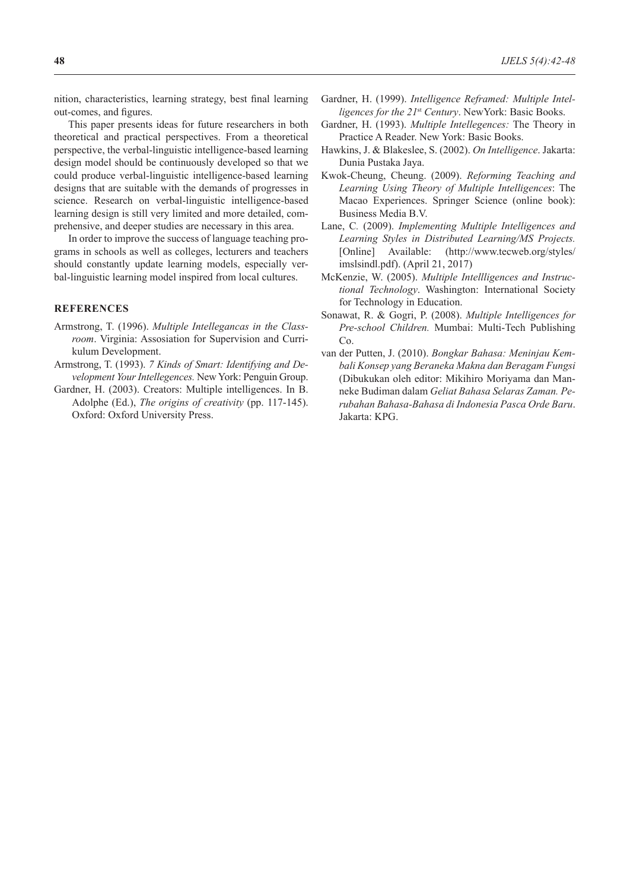nition, characteristics, learning strategy, best final learning out-comes, and figures.

This paper presents ideas for future researchers in both theoretical and practical perspectives. From a theoretical perspective, the verbal-linguistic intelligence-based learning design model should be continuously developed so that we could produce verbal-linguistic intelligence-based learning designs that are suitable with the demands of progresses in science. Research on verbal-linguistic intelligence-based learning design is still very limited and more detailed, comprehensive, and deeper studies are necessary in this area.

In order to improve the success of language teaching programs in schools as well as colleges, lecturers and teachers should constantly update learning models, especially verbal-linguistic learning model inspired from local cultures.

## REFERENCES

Armstrong, T. (1996). *Multiple Intellegancas in the Classroom*. Virginia: Assosiation for Supervision and Currikulum Development.

Armstrong, T. (1993). *7 Kinds of Smart: Identifying and Development Your Intellegences.* New York: Penguin Group.

Gardner, H. (2003). Creators: Multiple intelligences. In B. Adolphe (Ed.), *The origins of creativity* (pp. 117-145). Oxford: Oxford University Press.

Gardner, H. (1999). *Intelligence Reframed: Multiple Intelligences for the 21st Century*. NewYork: Basic Books.

Gardner, H. (1993). *Multiple Intellegences:* The Theory in Practice A Reader. New York: Basic Books.

Hawkins, J. & Blakeslee, S. (2002). *On Intelligence*. Jakarta: Dunia Pustaka Jaya.

Kwok-Cheung, Cheung. (2009). *Reforming Teaching and Learning Using Theory of Multiple Intelligences*: The Macao Experiences. Springer Science (online book): Business Media B.V.

Lane, C. (2009). *Implementing Multiple Intelligences and Learning Styles in Distributed Learning/MS Projects.* [Online] Available: (http://www.tecweb.org/styles/imslsindl.pdf). (April 21, 2017)

McKenzie, W. (2005). *Multiple Intellligences and Instructional Technology*. Washington: International Society for Technology in Education.

Sonawat, R. & Gogri, P. (2008). *Multiple Intelligences for Pre-school Children.* Mumbai: Multi-Tech Publishing Co.

van der Putten, J. (2010). *Bongkar Bahasa: Meninjau Kembali Konsep yang Beraneka Makna dan Beragam Fungsi* (Dibukukan oleh editor: Mikihiro Moriyama dan Manneke Budiman dalam *Geliat Bahasa Selaras Zaman. Perubahan Bahasa-Bahasa di Indonesia Pasca Orde Baru*. Jakarta: KPG.